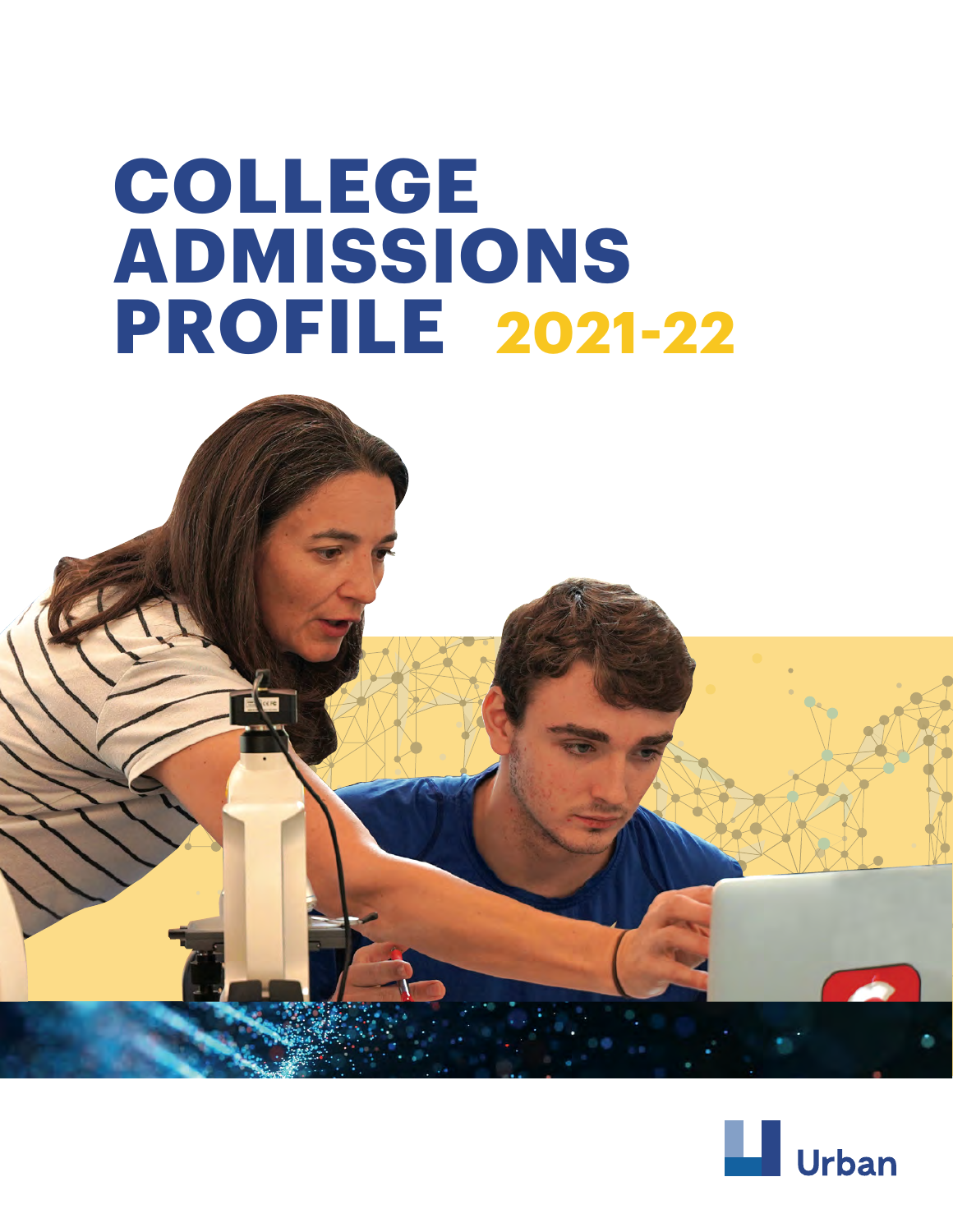# COLLEGE ADMISSIONS PROFILE 2021-22

Urban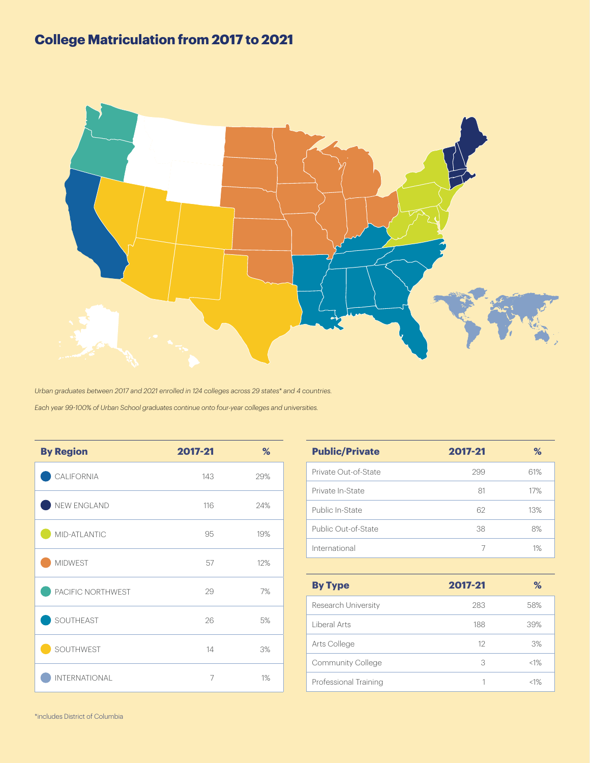# College Matriculation from 2017 to 2021

*Urban graduates between 2017 and 2021 enrolled in 124 colleges across 29 states* and 4 countries.*

*Each year 99-100% of Urban School graduates continue onto four-year colleges and universities.*

| By Region | 2017-21 | % |
|---|---|---|
| CALIFORNIA | 143 | 29% |
| NEW ENGLAND | 116 | 24% |
| MID-ATLANTIC | 95 | 19% |
| MIDWEST | 57 | 12% |
| PACIFIC NORTHWEST | 29 | 7% |
| SOUTHEAST | 26 | 5% |
| SOUTHWEST | 14 | 3% |
| INTERNATIONAL | 7 | 1% |

| Public/Private | 2017-21 | % |
|---|---|---|
| Private Out-of-State | 299 | 61% |
| Private In-State | 81 | 17% |
| Public In-State | 62 | 13% |
| Public Out-of-State | 38 | 8% |
| International | 7 | 1% |

| By Type | 2017-21 | % |
|---|---|---|
| Research University | 283 | 58% |
| Liberal Arts | 188 | 39% |
| Arts College | 12 | 3% |
| Community College | 3 | <1% |
| Professional Training | 1 | <1% |

*includes District of Columbia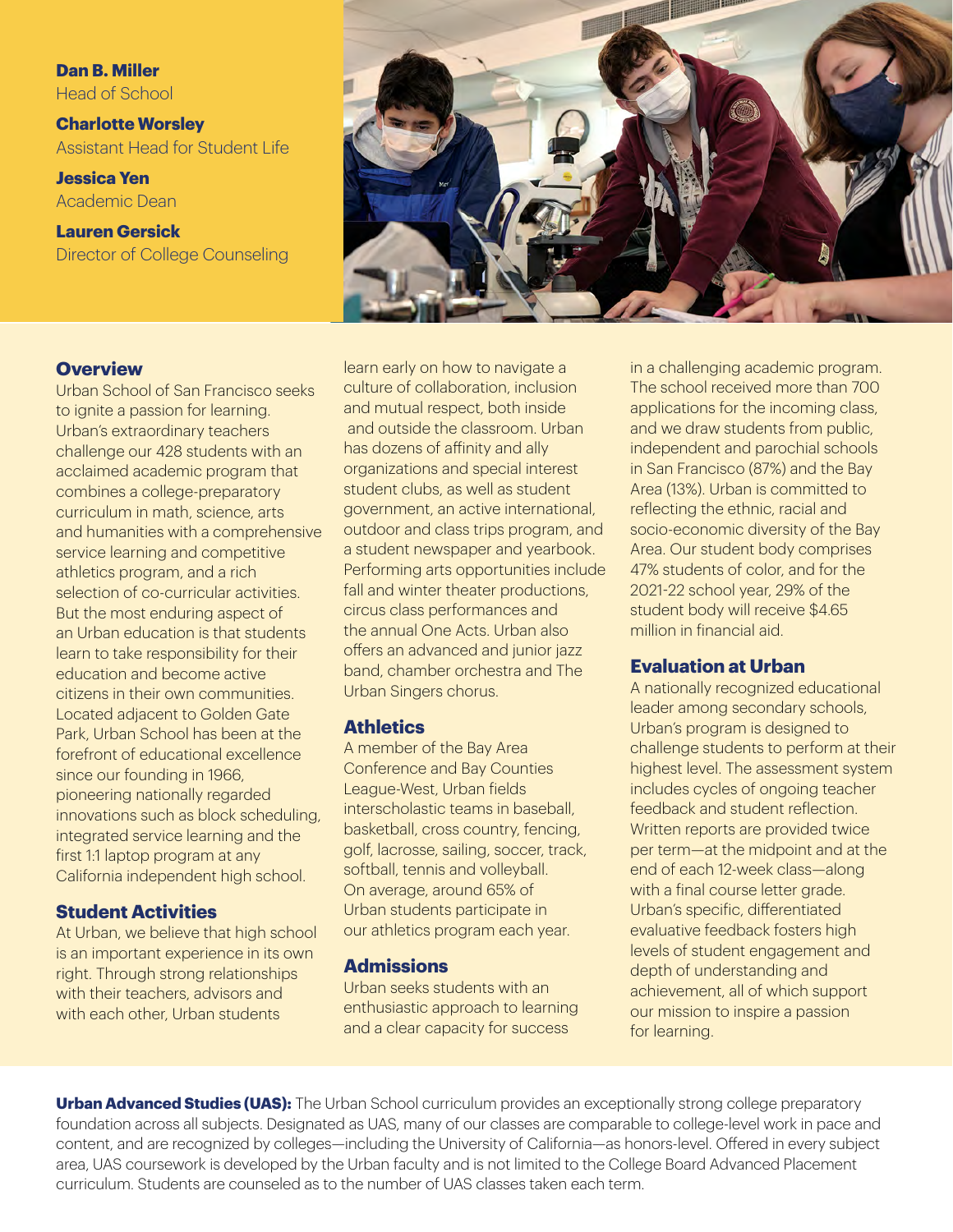**Dan B. Miller**
Head of School

**Charlotte Worsley**
Assistant Head for Student Life

**Jessica Yen**
Academic Dean

**Lauren Gersick**
Director of College Counseling

## Overview

Urban School of San Francisco seeks to ignite a passion for learning. Urban's extraordinary teachers challenge our 428 students with an acclaimed academic program that combines a college-preparatory curriculum in math, science, arts and humanities with a comprehensive service learning and competitive athletics program, and a rich selection of co-curricular activities. But the most enduring aspect of an Urban education is that students learn to take responsibility for their education and become active citizens in their own communities. Located adjacent to Golden Gate Park, Urban School has been at the forefront of educational excellence since our founding in 1966, pioneering nationally regarded innovations such as block scheduling, integrated service learning and the first 1:1 laptop program at any California independent high school.

## Student Activities

At Urban, we believe that high school is an important experience in its own right. Through strong relationships with their teachers, advisors and with each other, Urban students learn early on how to navigate a culture of collaboration, inclusion and mutual respect, both inside and outside the classroom. Urban has dozens of affinity and ally organizations and special interest student clubs, as well as student government, an active international, outdoor and class trips program, and a student newspaper and yearbook. Performing arts opportunities include fall and winter theater productions, circus class performances and the annual One Acts. Urban also offers an advanced and junior jazz band, chamber orchestra and The Urban Singers chorus.

## Athletics

A member of the Bay Area Conference and Bay Counties League-West, Urban fields interscholastic teams in baseball, basketball, cross country, fencing, golf, lacrosse, sailing, soccer, track, softball, tennis and volleyball. On average, around 65% of Urban students participate in our athletics program each year.

## Admissions

Urban seeks students with an enthusiastic approach to learning and a clear capacity for success in a challenging academic program. The school received more than 700 applications for the incoming class, and we draw students from public, independent and parochial schools in San Francisco (87%) and the Bay Area (13%). Urban is committed to reflecting the ethnic, racial and socio-economic diversity of the Bay Area. Our student body comprises 47% students of color, and for the 2021-22 school year, 29% of the student body will receive $4.65 million in financial aid.

## Evaluation at Urban

A nationally recognized educational leader among secondary schools, Urban's program is designed to challenge students to perform at their highest level. The assessment system includes cycles of ongoing teacher feedback and student reflection. Written reports are provided twice per term—at the midpoint and at the end of each 12-week class—along with a final course letter grade. Urban's specific, differentiated evaluative feedback fosters high levels of student engagement and depth of understanding and achievement, all of which support our mission to inspire a passion for learning.

**Urban Advanced Studies (UAS):** The Urban School curriculum provides an exceptionally strong college preparatory foundation across all subjects. Designated as UAS, many of our classes are comparable to college-level work in pace and content, and are recognized by colleges—including the University of California—as honors-level. Offered in every subject area, UAS coursework is developed by the Urban faculty and is not limited to the College Board Advanced Placement curriculum. Students are counseled as to the number of UAS classes taken each term.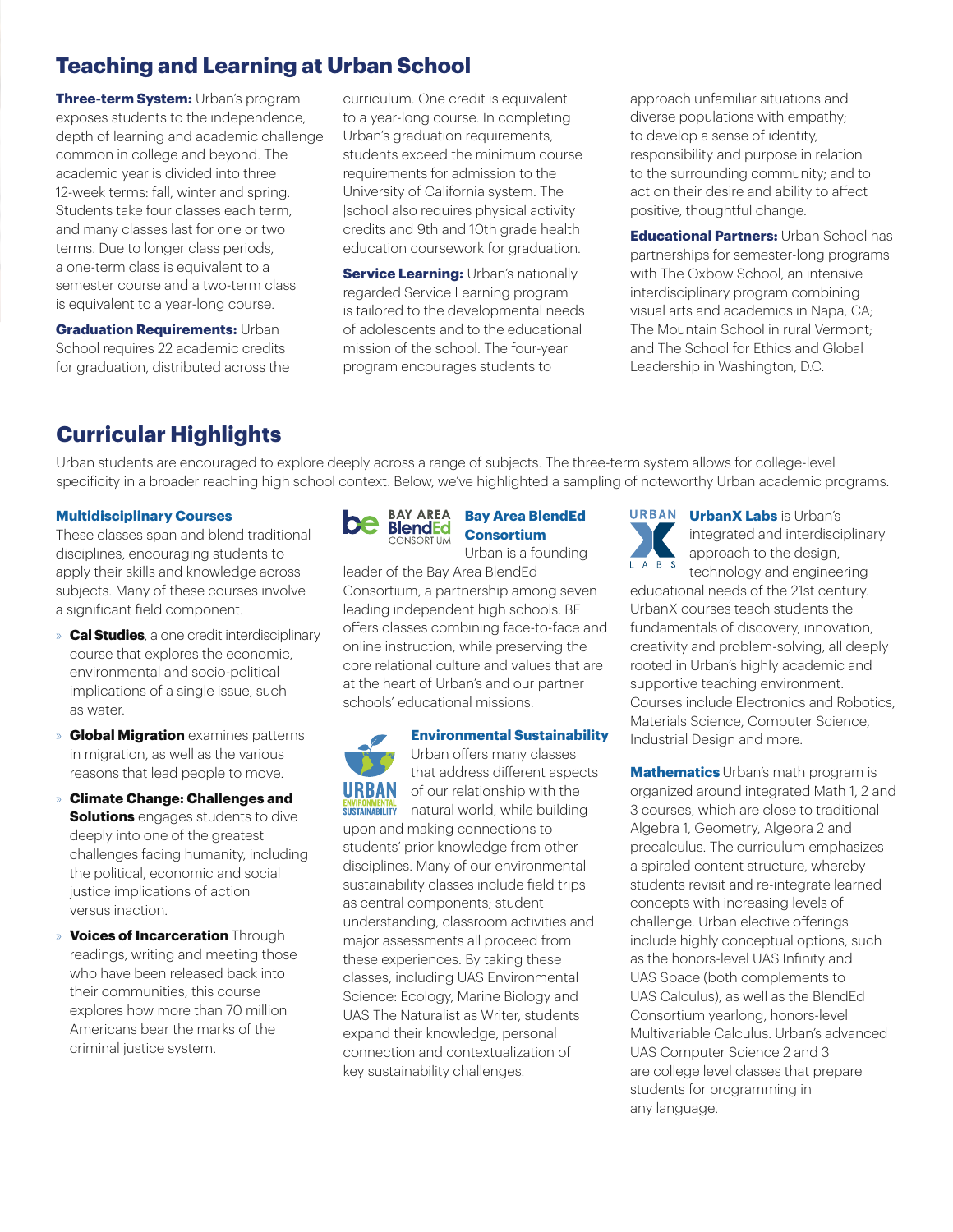## Teaching and Learning at Urban School

**Three-term System:** Urban's program exposes students to the independence, depth of learning and academic challenge common in college and beyond. The academic year is divided into three 12-week terms: fall, winter and spring. Students take four classes each term, and many classes last for one or two terms. Due to longer class periods, a one-term class is equivalent to a semester course and a two-term class is equivalent to a year-long course.

**Graduation Requirements:** Urban School requires 22 academic credits for graduation, distributed across the curriculum. One credit is equivalent to a year-long course. In completing Urban's graduation requirements, students exceed the minimum course requirements for admission to the University of California system. The |school also requires physical activity credits and 9th and 10th grade health education coursework for graduation.

**Service Learning:** Urban's nationally regarded Service Learning program is tailored to the developmental needs of adolescents and to the educational mission of the school. The four-year program encourages students to approach unfamiliar situations and diverse populations with empathy; to develop a sense of identity, responsibility and purpose in relation to the surrounding community; and to act on their desire and ability to affect positive, thoughtful change.

**Educational Partners:** Urban School has partnerships for semester-long programs with The Oxbow School, an intensive interdisciplinary program combining visual arts and academics in Napa, CA; The Mountain School in rural Vermont; and The School for Ethics and Global Leadership in Washington, D.C.

## Curricular Highlights

Urban students are encouraged to explore deeply across a range of subjects. The three-term system allows for college-level specificity in a broader reaching high school context. Below, we've highlighted a sampling of noteworthy Urban academic programs.

### Multidisciplinary Courses

These classes span and blend traditional disciplines, encouraging students to apply their skills and knowledge across subjects. Many of these courses involve a significant field component.

- **Cal Studies**, a one credit interdisciplinary course that explores the economic, environmental and socio-political implications of a single issue, such as water.
- **Global Migration** examines patterns in migration, as well as the various reasons that lead people to move.
- **Climate Change: Challenges and Solutions** engages students to dive deeply into one of the greatest challenges facing humanity, including the political, economic and social justice implications of action versus inaction.
- **Voices of Incarceration** Through readings, writing and meeting those who have been released back into their communities, this course explores how more than 70 million Americans bear the marks of the criminal justice system.

### Bay Area BlendEd Consortium

Urban is a founding leader of the Bay Area BlendEd Consortium, a partnership among seven leading independent high schools. BE offers classes combining face-to-face and online instruction, while preserving the core relational culture and values that are at the heart of Urban's and our partner schools' educational missions.

### Environmental Sustainability

Urban offers many classes that address different aspects of our relationship with the natural world, while building upon and making connections to students' prior knowledge from other disciplines. Many of our environmental sustainability classes include field trips as central components; student understanding, classroom activities and major assessments all proceed from these experiences. By taking these classes, including UAS Environmental Science: Ecology, Marine Biology and UAS The Naturalist as Writer, students expand their knowledge, personal connection and contextualization of key sustainability challenges.

### UrbanX Labs

**UrbanX Labs** is Urban's integrated and interdisciplinary approach to the design, technology and engineering educational needs of the 21st century. UrbanX courses teach students the fundamentals of discovery, innovation, creativity and problem-solving, all deeply rooted in Urban's highly academic and supportive teaching environment. Courses include Electronics and Robotics, Materials Science, Computer Science, Industrial Design and more.

### Mathematics

**Mathematics** Urban's math program is organized around integrated Math 1, 2 and 3 courses, which are close to traditional Algebra 1, Geometry, Algebra 2 and precalculus. The curriculum emphasizes a spiraled content structure, whereby students revisit and re-integrate learned concepts with increasing levels of challenge. Urban elective offerings include highly conceptual options, such as the honors-level UAS Infinity and UAS Space (both complements to UAS Calculus), as well as the BlendEd Consortium yearlong, honors-level Multivariable Calculus. Urban's advanced UAS Computer Science 2 and 3 are college level classes that prepare students for programming in any language.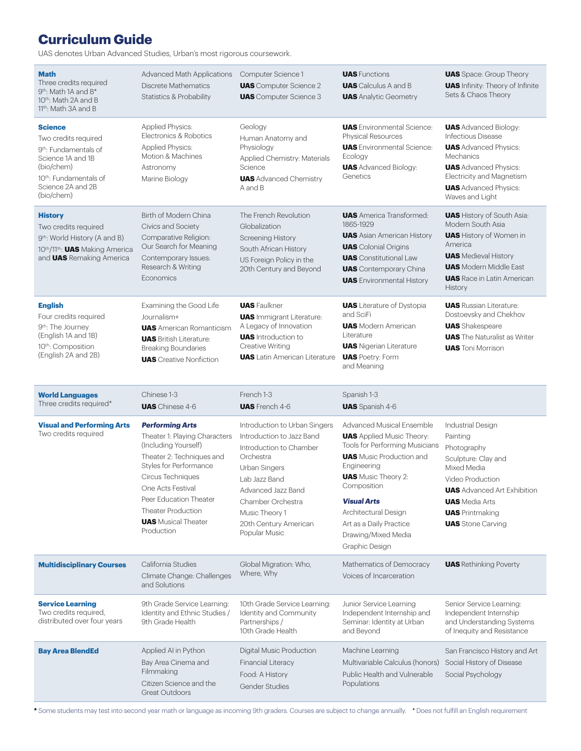# Curriculum Guide

UAS denotes Urban Advanced Studies, Urban's most rigorous coursework.

| Subject | | | | |
|---|---|---|---|---|
| **Math**<br>Three credits required<br>9th: Math 1A and B*<br>10th: Math 2A and B<br>11th: Math 3A and B | Advanced Math Applications<br>Discrete Mathematics<br>Statistics & Probability | Computer Science 1<br>**UAS** Computer Science 2<br>**UAS** Computer Science 3 | **UAS** Functions<br>**UAS** Calculus A and B<br>**UAS** Analytic Geometry | **UAS** Space: Group Theory<br>**UAS** Infinity: Theory of Infinite Sets & Chaos Theory |
| **Science**<br>Two credits required<br>9th: Fundamentals of Science 1A and 1B (bio/chem)<br>10th: Fundamentals of Science 2A and 2B (bio/chem) | Applied Physics: Electronics & Robotics<br>Applied Physics: Motion & Machines<br>Astronomy<br>Marine Biology | Geology<br>Human Anatomy and Physiology<br>Applied Chemistry: Materials Science<br>**UAS** Advanced Chemistry A and B | **UAS** Environmental Science: Physical Resources<br>**UAS** Environmental Science: Ecology<br>**UAS** Advanced Biology: Genetics | **UAS** Advanced Biology: Infectious Disease<br>**UAS** Advanced Physics: Mechanics<br>**UAS** Advanced Physics: Electricity and Magnetism<br>**UAS** Advanced Physics: Waves and Light |
| **History**<br>Two credits required<br>9th: World History (A and B)<br>10th/11th: **UAS** Making America and **UAS** Remaking America | Birth of Modern China<br>Civics and Society<br>Comparative Religion: Our Search for Meaning<br>Contemporary Issues: Research & Writing<br>Economics | The French Revolution<br>Globalization<br>Screening History<br>South African History<br>US Foreign Policy in the 20th Century and Beyond | **UAS** America Transformed: 1865-1929<br>**UAS** Asian American History<br>**UAS** Colonial Origins<br>**UAS** Constitutional Law<br>**UAS** Contemporary China<br>**UAS** Environmental History | **UAS** History of South Asia: Modern South Asia<br>**UAS** History of Women in America<br>**UAS** Medieval History<br>**UAS** Modern Middle East<br>**UAS** Race in Latin American History |
| **English**<br>Four credits required<br>9th: The Journey (English 1A and 1B)<br>10th: Composition (English 2A and 2B) | Examining the Good Life<br>Journalism+<br>**UAS** American Romanticism<br>**UAS** British Literature: Breaking Boundaries<br>**UAS** Creative Nonfiction | **UAS** Faulkner<br>**UAS** Immigrant Literature: A Legacy of Innovation<br>**UAS** Introduction to Creative Writing<br>**UAS** Latin American Literature | **UAS** Literature of Dystopia and SciFi<br>**UAS** Modern American Literature<br>**UAS** Nigerian Literature<br>**UAS** Poetry: Form and Meaning | **UAS** Russian Literature: Dostoevsky and Chekhov<br>**UAS** Shakespeare<br>**UAS** The Naturalist as Writer<br>**UAS** Toni Morrison |
| **World Languages**<br>Three credits required* | Chinese 1-3<br>**UAS** Chinese 4-6 | French 1-3<br>**UAS** French 4-6 | Spanish 1-3<br>**UAS** Spanish 4-6 | |
| **Visual and Performing Arts**<br>Two credits required | ***Performing Arts***<br>Theater 1: Playing Characters (Including Yourself)<br>Theater 2: Techniques and Styles for Performance<br>Circus Techniques<br>One Acts Festival<br>Peer Education Theater<br>Theater Production<br>**UAS** Musical Theater Production | Introduction to Urban Singers<br>Introduction to Jazz Band<br>Introduction to Chamber Orchestra<br>Urban Singers<br>Lab Jazz Band<br>Advanced Jazz Band<br>Chamber Orchestra<br>Music Theory 1<br>20th Century American Popular Music | Advanced Musical Ensemble<br>**UAS** Applied Music Theory: Tools for Performing Musicians<br>**UAS** Music Production and Engineering<br>**UAS** Music Theory 2: Composition<br>***Visual Arts***<br>Architectural Design<br>Art as a Daily Practice<br>Drawing/Mixed Media<br>Graphic Design | Industrial Design<br>Painting<br>Photography<br>Sculpture: Clay and Mixed Media<br>Video Production<br>**UAS** Advanced Art Exhibition<br>**UAS** Media Arts<br>**UAS** Printmaking<br>**UAS** Stone Carving |
| **Multidisciplinary Courses** | California Studies<br>Climate Change: Challenges and Solutions | Global Migration: Who, Where, Why | Mathematics of Democracy<br>Voices of Incarceration | **UAS** Rethinking Poverty |
| **Service Learning**<br>Two credits required, distributed over four years | 9th Grade Service Learning: Identity and Ethnic Studies / 9th Grade Health | 10th Grade Service Learning: Identity and Community Partnerships / 10th Grade Health | Junior Service Learning Independent Internship and Seminar: Identity at Urban and Beyond | Senior Service Learning: Independent Internship and Understanding Systems of Inequity and Resistance |
| **Bay Area BlendEd** | Applied AI in Python<br>Bay Area Cinema and Filmmaking<br>Citizen Science and the Great Outdoors | Digital Music Production<br>Financial Literacy<br>Food: A History<br>Gender Studies | Machine Learning<br>Multivariable Calculus (honors)<br>Public Health and Vulnerable Populations | San Francisco History and Art<br>Social History of Disease<br>Social Psychology |

\* Some students may test into second year math or language as incoming 9th graders. Courses are subject to change annually. + Does not fulfill an English requirement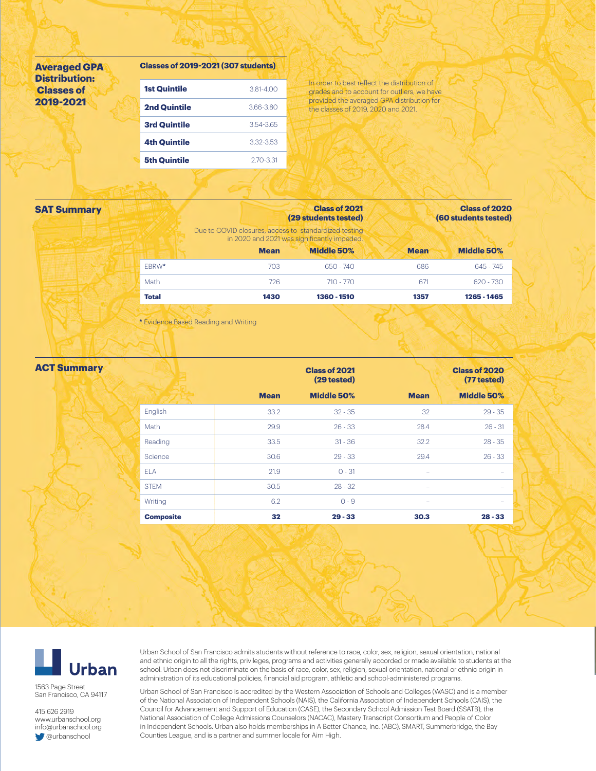## Averaged GPA Distribution: Classes of 2019-2021

**Classes of 2019-2021 (307 students)**

| | |
|---|---|
| **1st Quintile** | 3.81-4.00 |
| **2nd Quintile** | 3.66-3.80 |
| **3rd Quintile** | 3.54-3.65 |
| **4th Quintile** | 3.32-3.53 |
| **5th Quintile** | 2.70-3.31 |

In order to best reflect the distribution of grades and to account for outliers, we have provided the averaged GPA distribution for the classes of 2019, 2020 and 2021.

## SAT Summary

Due to COVID closures, access to standardized testing in 2020 and 2021 was significantly impeded.

| | Class of 2021 (29 students tested) | | Class of 2020 (60 students tested) | |
|---|---|---|---|---|
| | **Mean** | **Middle 50%** | **Mean** | **Middle 50%** |
| EBRW* | 703 | 650 - 740 | 686 | 645 - 745 |
| Math | 726 | 710 - 770 | 671 | 620 - 730 |
| **Total** | **1430** | **1360 - 1510** | **1357** | **1265 - 1465** |

* Evidence Based Reading and Writing

## ACT Summary

| | Class of 2021 (29 tested) | | Class of 2020 (77 tested) | |
|---|---|---|---|---|
| | **Mean** | **Middle 50%** | **Mean** | **Middle 50%** |
| English | 33.2 | 32 - 35 | 32 | 29 - 35 |
| Math | 29.9 | 26 - 33 | 28.4 | 26 - 31 |
| Reading | 33.5 | 31 - 36 | 32.2 | 28 - 35 |
| Science | 30.6 | 29 - 33 | 29.4 | 26 - 33 |
| ELA | 21.9 | 0 - 31 | – | – |
| STEM | 30.5 | 28 - 32 | – | – |
| Writing | 6.2 | 0 - 9 | – | – |
| **Composite** | **32** | **29 - 33** | **30.3** | **28 - 33** |

Urban

1563 Page Street
San Francisco, CA 94117

415 626 2919
www.urbanschool.org
info@urbanschool.org
@urbanschool

Urban School of San Francisco admits students without reference to race, color, sex, religion, sexual orientation, national and ethnic origin to all the rights, privileges, programs and activities generally accorded or made available to students at the school. Urban does not discriminate on the basis of race, color, sex, religion, sexual orientation, national or ethnic origin in administration of its educational policies, financial aid program, athletic and school-administered programs.

Urban School of San Francisco is accredited by the Western Association of Schools and Colleges (WASC) and is a member of the National Association of Independent Schools (NAIS), the California Association of Independent Schools (CAIS), the Council for Advancement and Support of Education (CASE), the Secondary School Admission Test Board (SSATB), the National Association of College Admissions Counselors (NACAC), Mastery Transcript Consortium and People of Color in Independent Schools. Urban also holds memberships in A Better Chance, Inc. (ABC), SMART, Summerbridge, the Bay Counties League, and is a partner and summer locale for Aim High.